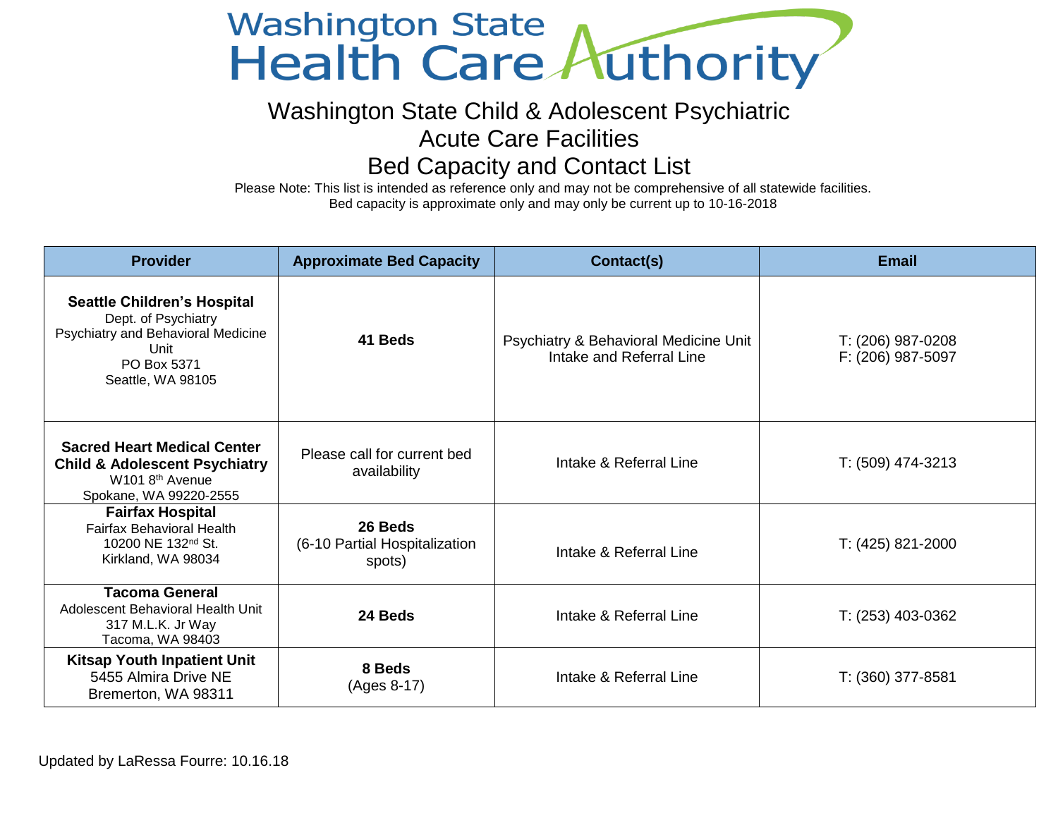# Washington State Health Care Authority

## Washington State Child & Adolescent Psychiatric Acute Care Facilities Bed Capacity and Contact List

Please Note: This list is intended as reference only and may not be comprehensive of all statewide facilities.
Bed capacity is approximate only and may only be current up to 10-16-2018

| Provider | Approximate Bed Capacity | Contact(s) | Email |
|---|---|---|---|
| **Seattle Children's Hospital**<br>Dept. of Psychiatry<br>Psychiatry and Behavioral Medicine Unit<br>PO Box 5371<br>Seattle, WA 98105 | **41 Beds** | Psychiatry & Behavioral Medicine Unit Intake and Referral Line | T: (206) 987-0208<br>F: (206) 987-5097 |
| **Sacred Heart Medical Center Child & Adolescent Psychiatry**<br>W101 8th Avenue<br>Spokane, WA 99220-2555 | Please call for current bed availability | Intake & Referral Line | T: (509) 474-3213 |
| **Fairfax Hospital**<br>Fairfax Behavioral Health<br>10200 NE 132nd St.<br>Kirkland, WA 98034 | **26 Beds**<br>(6-10 Partial Hospitalization spots) | Intake & Referral Line | T: (425) 821-2000 |
| **Tacoma General**<br>Adolescent Behavioral Health Unit<br>317 M.L.K. Jr Way<br>Tacoma, WA 98403 | **24 Beds** | Intake & Referral Line | T: (253) 403-0362 |
| **Kitsap Youth Inpatient Unit**<br>5455 Almira Drive NE<br>Bremerton, WA 98311 | **8 Beds**<br>(Ages 8-17) | Intake & Referral Line | T: (360) 377-8581 |

Updated by LaRessa Fourre: 10.16.18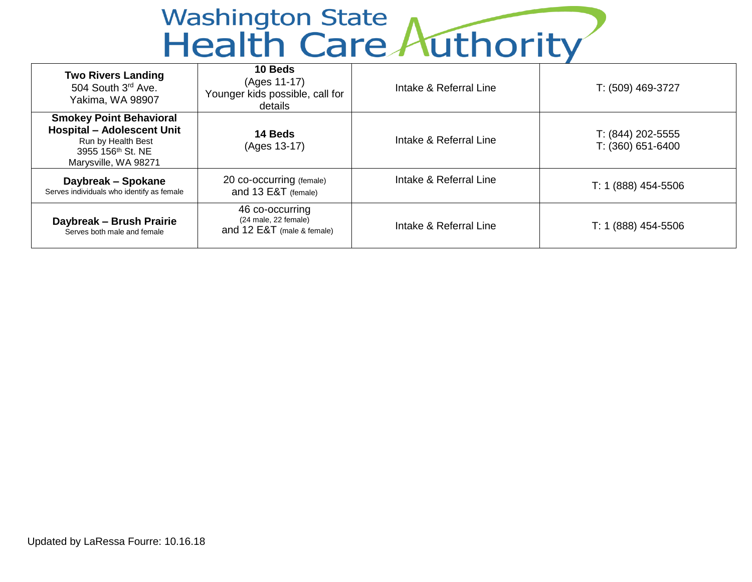# Washington State Health Care Authority

| | | | |
|---|---|---|---|
| **Two Rivers Landing**<br>504 South 3rd Ave.<br>Yakima, WA 98907 | **10 Beds**<br>(Ages 11-17)<br>Younger kids possible, call for details | Intake & Referral Line | T: (509) 469-3727 |
| **Smokey Point Behavioral Hospital – Adolescent Unit**<br>Run by Health Best<br>3955 156th St. NE<br>Marysville, WA 98271 | **14 Beds**<br>(Ages 13-17) | Intake & Referral Line | T: (844) 202-5555<br>T: (360) 651-6400 |
| **Daybreak – Spokane**<br>Serves individuals who identify as female | 20 co-occurring (female)<br>and 13 E&T (female) | Intake & Referral Line | T: 1 (888) 454-5506 |
| **Daybreak – Brush Prairie**<br>Serves both male and female | 46 co-occurring<br>(24 male, 22 female)<br>and 12 E&T (male & female) | Intake & Referral Line | T: 1 (888) 454-5506 |

Updated by LaRessa Fourre: 10.16.18